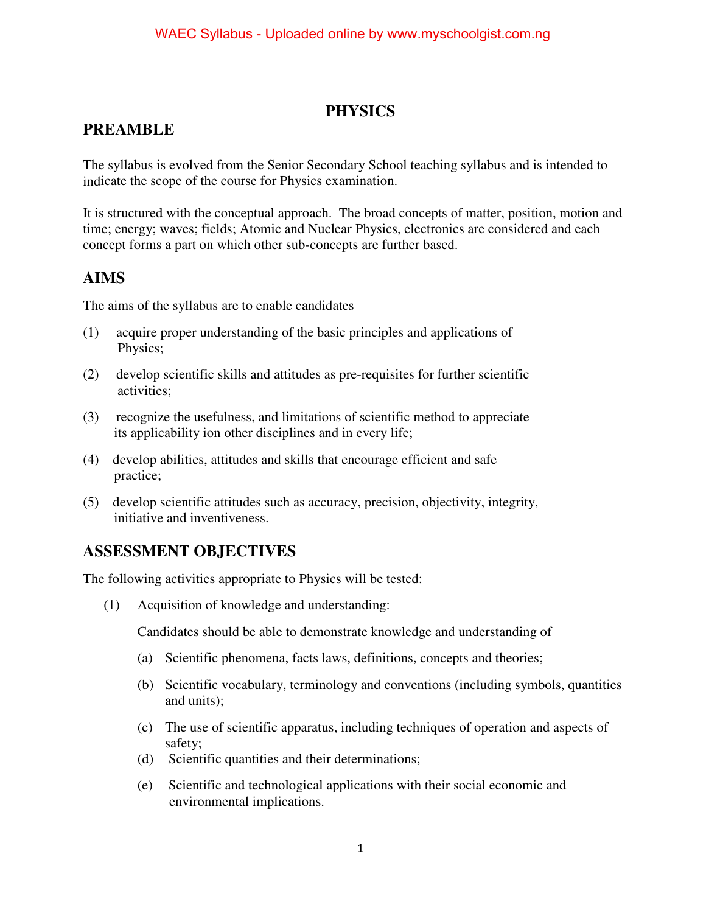# PHYSICS

## PREAMBLE

The syllabus is evolved from the Senior Secondary School teaching syllabus and is intended to indicate the scope of the course for Physics examination.

It is structured with the conceptual approach. The broad concepts of matter, position, motion and time; energy; waves; fields; Atomic and Nuclear Physics, electronics are considered and each concept forms a part on which other sub-concepts are further based.

## AIMS

The aims of the syllabus are to enable candidates

(1) acquire proper understanding of the basic principles and applications of Physics;

(2) develop scientific skills and attitudes as pre-requisites for further scientific activities;

(3) recognize the usefulness, and limitations of scientific method to appreciate its applicability ion other disciplines and in every life;

(4) develop abilities, attitudes and skills that encourage efficient and safe practice;

(5) develop scientific attitudes such as accuracy, precision, objectivity, integrity, initiative and inventiveness.

## ASSESSMENT OBJECTIVES

The following activities appropriate to Physics will be tested:

(1) Acquisition of knowledge and understanding:

Candidates should be able to demonstrate knowledge and understanding of

(a) Scientific phenomena, facts laws, definitions, concepts and theories;

(b) Scientific vocabulary, terminology and conventions (including symbols, quantities and units);

(c) The use of scientific apparatus, including techniques of operation and aspects of safety;

(d) Scientific quantities and their determinations;

(e) Scientific and technological applications with their social economic and environmental implications.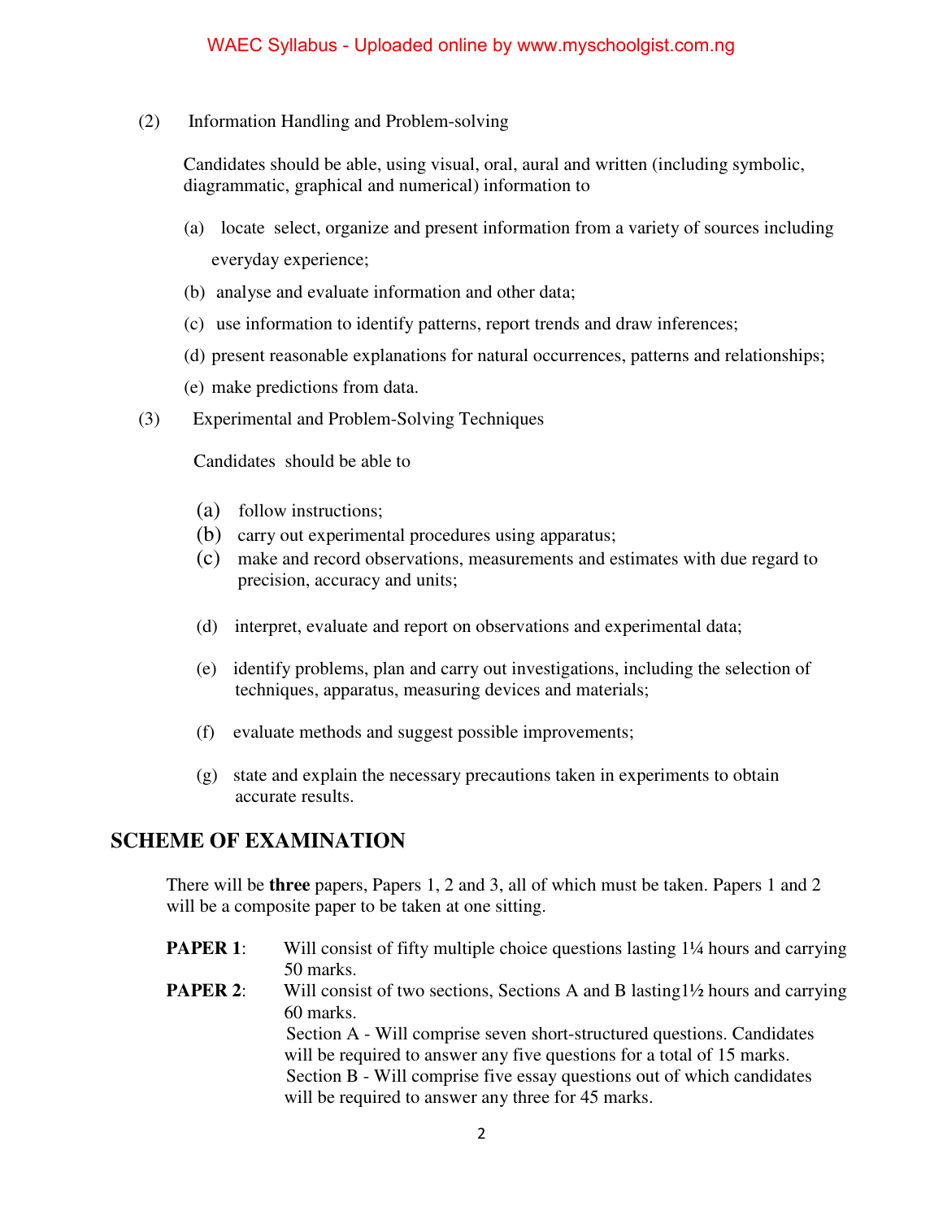(2) Information Handling and Problem-solving

Candidates should be able, using visual, oral, aural and written (including symbolic, diagrammatic, graphical and numerical) information to

(a) locate select, organize and present information from a variety of sources including everyday experience;

(b) analyse and evaluate information and other data;

(c) use information to identify patterns, report trends and draw inferences;

(d) present reasonable explanations for natural occurrences, patterns and relationships;

(e) make predictions from data.

(3) Experimental and Problem-Solving Techniques

Candidates should be able to

(a) follow instructions;
(b) carry out experimental procedures using apparatus;
(c) make and record observations, measurements and estimates with due regard to precision, accuracy and units;

(d) interpret, evaluate and report on observations and experimental data;

(e) identify problems, plan and carry out investigations, including the selection of techniques, apparatus, measuring devices and materials;

(f) evaluate methods and suggest possible improvements;

(g) state and explain the necessary precautions taken in experiments to obtain accurate results.

## SCHEME OF EXAMINATION

There will be **three** papers, Papers 1, 2 and 3, all of which must be taken. Papers 1 and 2 will be a composite paper to be taken at one sitting.

**PAPER 1**: Will consist of fifty multiple choice questions lasting 1¼ hours and carrying 50 marks.

**PAPER 2**: Will consist of two sections, Sections A and B lasting1½ hours and carrying 60 marks.
Section A - Will comprise seven short-structured questions. Candidates will be required to answer any five questions for a total of 15 marks.
Section B - Will comprise five essay questions out of which candidates will be required to answer any three for 45 marks.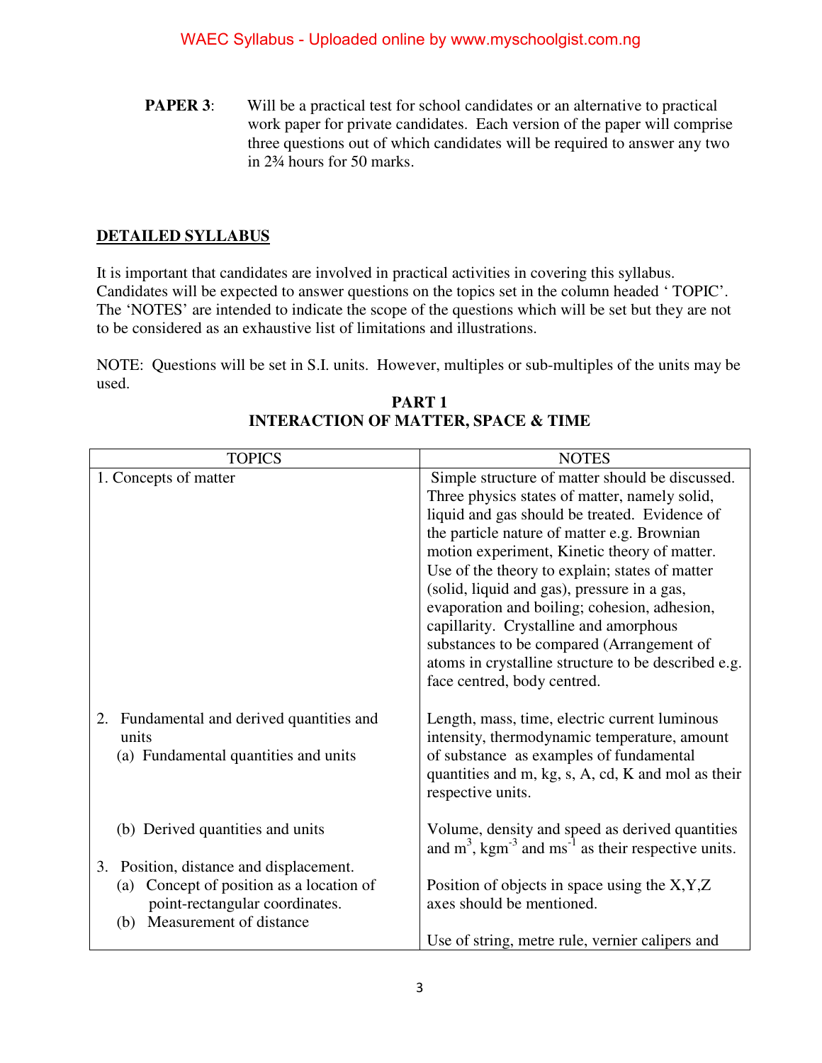**PAPER 3**: Will be a practical test for school candidates or an alternative to practical work paper for private candidates. Each version of the paper will comprise three questions out of which candidates will be required to answer any two in 2¾ hours for 50 marks.

## DETAILED SYLLABUS

It is important that candidates are involved in practical activities in covering this syllabus. Candidates will be expected to answer questions on the topics set in the column headed ‘ TOPIC’. The ‘NOTES’ are intended to indicate the scope of the questions which will be set but they are not to be considered as an exhaustive list of limitations and illustrations.

NOTE: Questions will be set in S.I. units. However, multiples or sub-multiples of the units may be used.

### PART 1
### INTERACTION OF MATTER, SPACE & TIME

| TOPICS | NOTES |
|---|---|
| 1. Concepts of matter | Simple structure of matter should be discussed. Three physics states of matter, namely solid, liquid and gas should be treated. Evidence of the particle nature of matter e.g. Brownian motion experiment, Kinetic theory of matter. Use of the theory to explain; states of matter (solid, liquid and gas), pressure in a gas, evaporation and boiling; cohesion, adhesion, capillarity. Crystalline and amorphous substances to be compared (Arrangement of atoms in crystalline structure to be described e.g. face centred, body centred. |
| 2. Fundamental and derived quantities and units<br>(a) Fundamental quantities and units | Length, mass, time, electric current luminous intensity, thermodynamic temperature, amount of substance as examples of fundamental quantities and m, kg, s, A, cd, K and mol as their respective units. |
| (b) Derived quantities and units | Volume, density and speed as derived quantities and $m^3$, $kgm^{-3}$ and $ms^{-1}$ as their respective units. |
| 3. Position, distance and displacement.<br>(a) Concept of position as a location of point-rectangular coordinates. | Position of objects in space using the X,Y,Z axes should be mentioned. |
| (b) Measurement of distance | Use of string, metre rule, vernier calipers and |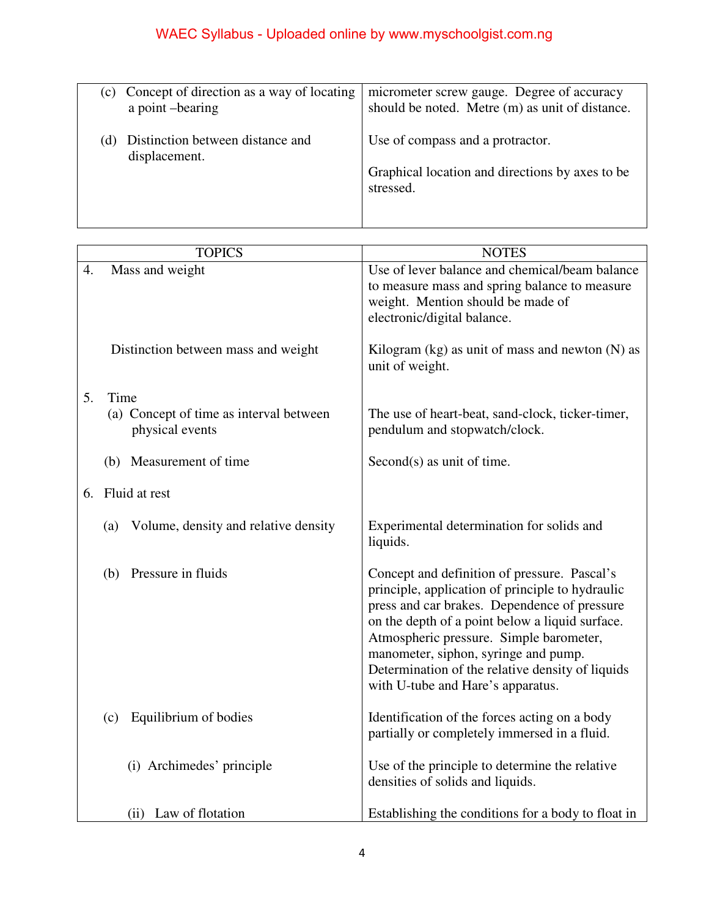| | |
|---|---|
| (c) Concept of direction as a way of locating a point –bearing | micrometer screw gauge. Degree of accuracy should be noted. Metre (m) as unit of distance. |
| (d) Distinction between distance and displacement. | Use of compass and a protractor.<br><br>Graphical location and directions by axes to be stressed. |

| TOPICS | NOTES |
|---|---|
| 4. Mass and weight | Use of lever balance and chemical/beam balance to measure mass and spring balance to measure weight. Mention should be made of electronic/digital balance. |
| Distinction between mass and weight | Kilogram (kg) as unit of mass and newton (N) as unit of weight. |
| 5. Time<br>(a) Concept of time as interval between physical events | The use of heart-beat, sand-clock, ticker-timer, pendulum and stopwatch/clock. |
| (b) Measurement of time | Second(s) as unit of time. |
| 6. Fluid at rest | |
| (a) Volume, density and relative density | Experimental determination for solids and liquids. |
| (b) Pressure in fluids | Concept and definition of pressure. Pascal's principle, application of principle to hydraulic press and car brakes. Dependence of pressure on the depth of a point below a liquid surface. Atmospheric pressure. Simple barometer, manometer, siphon, syringe and pump. Determination of the relative density of liquids with U-tube and Hare's apparatus. |
| (c) Equilibrium of bodies | Identification of the forces acting on a body partially or completely immersed in a fluid. |
| (i) Archimedes' principle | Use of the principle to determine the relative densities of solids and liquids. |
| (ii) Law of flotation | Establishing the conditions for a body to float in |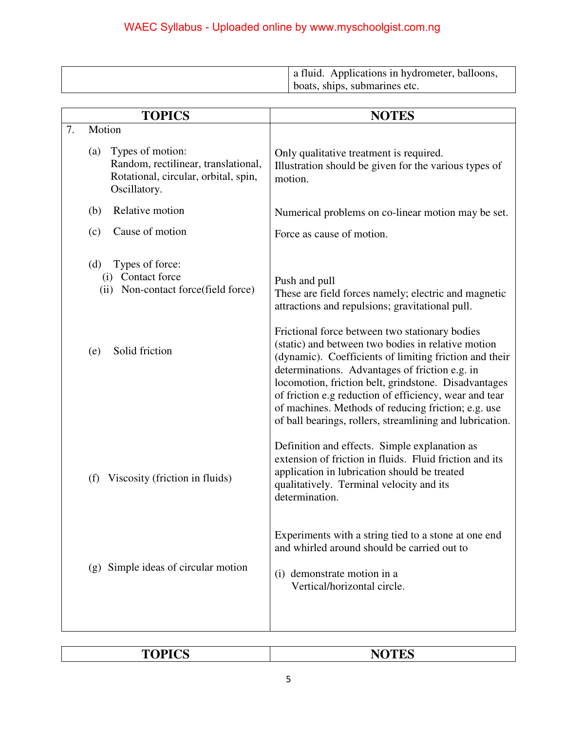| | |
|---|---|
| | a fluid. Applications in hydrometer, balloons, boats, ships, submarines etc. |

| TOPICS | NOTES |
|---|---|
| 7. Motion | |
| (a) Types of motion: Random, rectilinear, translational, Rotational, circular, orbital, spin, Oscillatory. | Only qualitative treatment is required. Illustration should be given for the various types of motion. |
| (b) Relative motion | Numerical problems on co-linear motion may be set. |
| (c) Cause of motion | Force as cause of motion. |
| (d) Types of force: (i) Contact force (ii) Non-contact force(field force) | Push and pull These are field forces namely; electric and magnetic attractions and repulsions; gravitational pull. |
| (e) Solid friction | Frictional force between two stationary bodies (static) and between two bodies in relative motion (dynamic). Coefficients of limiting friction and their determinations. Advantages of friction e.g. in locomotion, friction belt, grindstone. Disadvantages of friction e.g reduction of efficiency, wear and tear of machines. Methods of reducing friction; e.g. use of ball bearings, rollers, streamlining and lubrication. |
| (f) Viscosity (friction in fluids) | Definition and effects. Simple explanation as extension of friction in fluids. Fluid friction and its application in lubrication should be treated qualitatively. Terminal velocity and its determination. |
| (g) Simple ideas of circular motion | Experiments with a string tied to a stone at one end and whirled around should be carried out to (i) demonstrate motion in a Vertical/horizontal circle. |

| TOPICS | NOTES |
|---|---|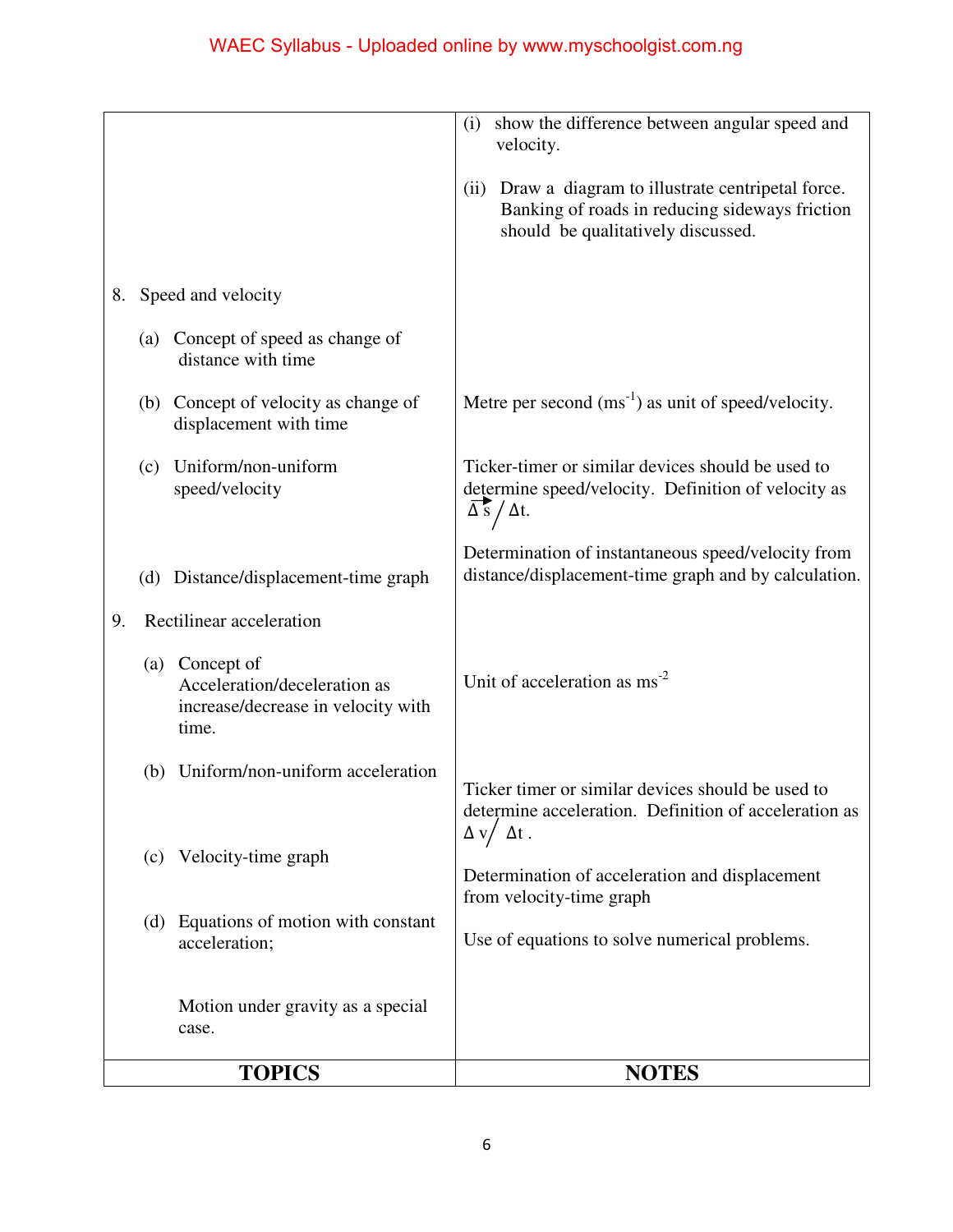| TOPICS | NOTES |
|---|---|
| | (i) show the difference between angular speed and velocity.<br><br>(ii) Draw a diagram to illustrate centripetal force. Banking of roads in reducing sideways friction should be qualitatively discussed. |
| 8. Speed and velocity | |
| (a) Concept of speed as change of distance with time | |
| (b) Concept of velocity as change of displacement with time | Metre per second ($ms^{-1}$) as unit of speed/velocity. |
| (c) Uniform/non-uniform speed/velocity | Ticker-timer or similar devices should be used to determine speed/velocity. Definition of velocity as $\Delta \vec{s} / \Delta t$. |
| (d) Distance/displacement-time graph | Determination of instantaneous speed/velocity from distance/displacement-time graph and by calculation. |
| 9. Rectilinear acceleration | |
| (a) Concept of Acceleration/deceleration as increase/decrease in velocity with time. | Unit of acceleration as $ms^{-2}$ |
| (b) Uniform/non-uniform acceleration | Ticker timer or similar devices should be used to determine acceleration. Definition of acceleration as $\Delta v / \Delta t$. |
| (c) Velocity-time graph | Determination of acceleration and displacement from velocity-time graph |
| (d) Equations of motion with constant acceleration;<br><br>Motion under gravity as a special case. | Use of equations to solve numerical problems. |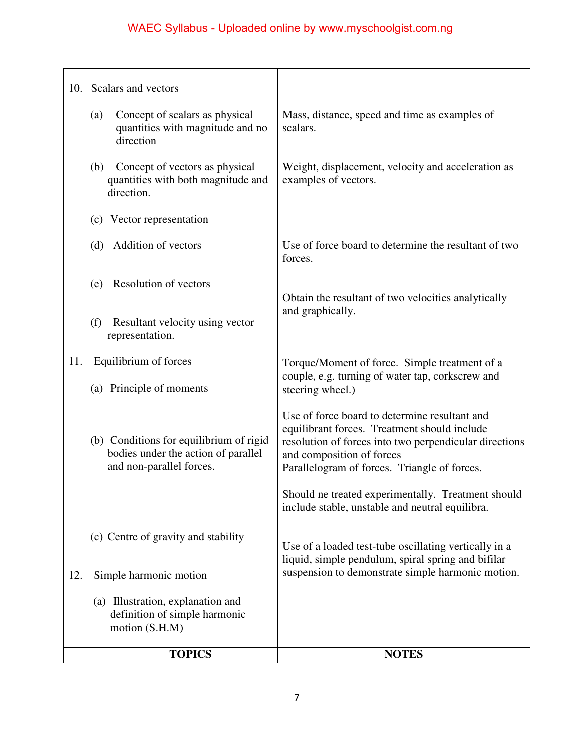| TOPICS | NOTES |
|---|---|
| 10. Scalars and vectors | |
| (a) Concept of scalars as physical quantities with magnitude and no direction | Mass, distance, speed and time as examples of scalars. |
| (b) Concept of vectors as physical quantities with both magnitude and direction. | Weight, displacement, velocity and acceleration as examples of vectors. |
| (c) Vector representation | |
| (d) Addition of vectors | Use of force board to determine the resultant of two forces. |
| (e) Resolution of vectors | Obtain the resultant of two velocities analytically and graphically. |
| (f) Resultant velocity using vector representation. | |
| 11. Equilibrium of forces | Torque/Moment of force. Simple treatment of a couple, e.g. turning of water tap, corkscrew and steering wheel.) |
| (a) Principle of moments | |
| (b) Conditions for equilibrium of rigid bodies under the action of parallel and non-parallel forces. | Use of force board to determine resultant and equilibrant forces. Treatment should include resolution of forces into two perpendicular directions and composition of forces Parallelogram of forces. Triangle of forces. |
| (c) Centre of gravity and stability | Should ne treated experimentally. Treatment should include stable, unstable and neutral equilibra. |
| 12. Simple harmonic motion | Use of a loaded test-tube oscillating vertically in a liquid, simple pendulum, spiral spring and bifilar suspension to demonstrate simple harmonic motion. |
| (a) Illustration, explanation and definition of simple harmonic motion (S.H.M) | |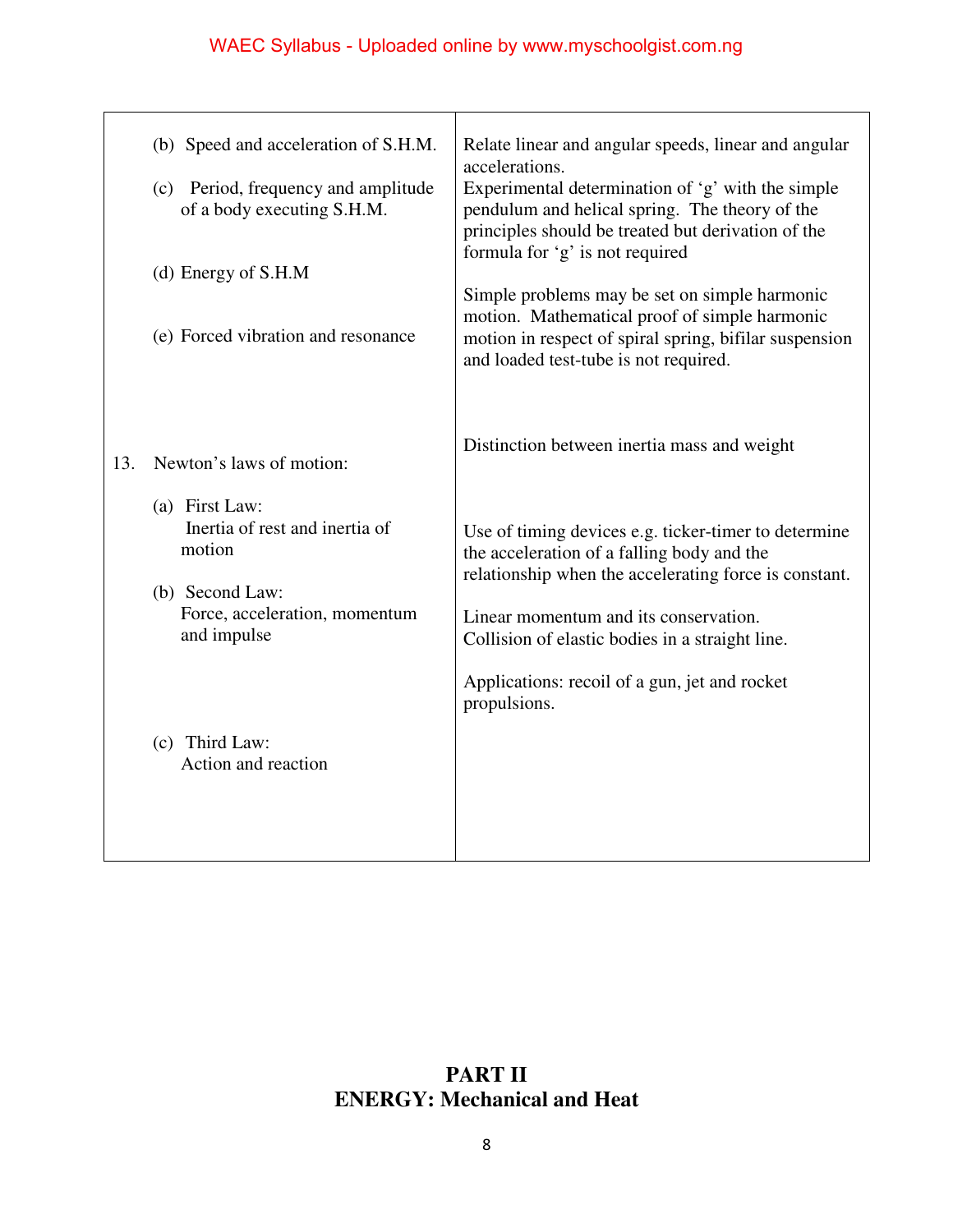| | |
|---|---|
| (b) Speed and acceleration of S.H.M. | Relate linear and angular speeds, linear and angular accelerations. |
| (c) Period, frequency and amplitude of a body executing S.H.M. | Experimental determination of 'g' with the simple pendulum and helical spring. The theory of the principles should be treated but derivation of the formula for 'g' is not required |
| (d) Energy of S.H.M | Simple problems may be set on simple harmonic motion. Mathematical proof of simple harmonic motion in respect of spiral spring, bifilar suspension and loaded test-tube is not required. |
| (e) Forced vibration and resonance | |
| 13. Newton's laws of motion: | Distinction between inertia mass and weight |
| (a) First Law: Inertia of rest and inertia of motion | |
| (b) Second Law: Force, acceleration, momentum and impulse | Use of timing devices e.g. ticker-timer to determine the acceleration of a falling body and the relationship when the accelerating force is constant. Linear momentum and its conservation. Collision of elastic bodies in a straight line. Applications: recoil of a gun, jet and rocket propulsions. |
| (c) Third Law: Action and reaction | |

## PART II
## ENERGY: Mechanical and Heat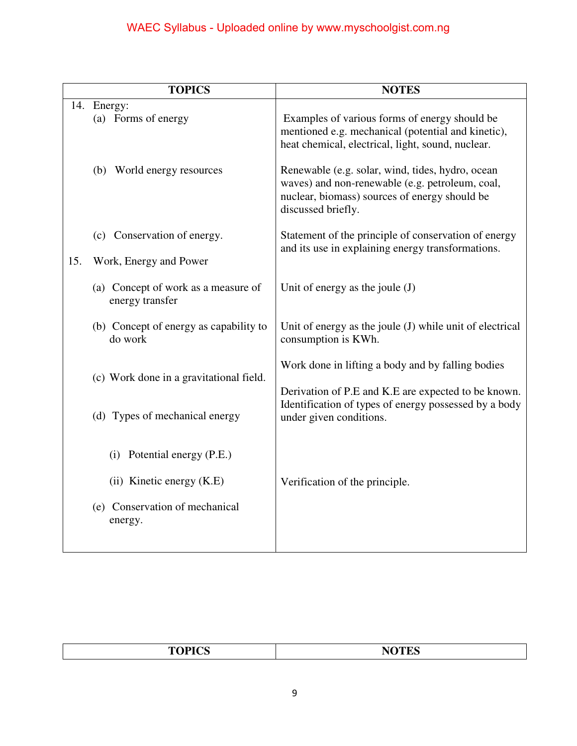| TOPICS | NOTES |
|---|---|
| 14. Energy: | |
| (a) Forms of energy | Examples of various forms of energy should be mentioned e.g. mechanical (potential and kinetic), heat chemical, electrical, light, sound, nuclear. |
| (b) World energy resources | Renewable (e.g. solar, wind, tides, hydro, ocean waves) and non-renewable (e.g. petroleum, coal, nuclear, biomass) sources of energy should be discussed briefly. |
| (c) Conservation of energy. | Statement of the principle of conservation of energy and its use in explaining energy transformations. |
| 15. Work, Energy and Power | |
| (a) Concept of work as a measure of energy transfer | Unit of energy as the joule (J) |
| (b) Concept of energy as capability to do work | Unit of energy as the joule (J) while unit of electrical consumption is KWh. |
| (c) Work done in a gravitational field. | Work done in lifting a body and by falling bodies |
| (d) Types of mechanical energy | Derivation of P.E and K.E are expected to be known. Identification of types of energy possessed by a body under given conditions. |
| (i) Potential energy (P.E.) | |
| (ii) Kinetic energy (K.E) | Verification of the principle. |
| (e) Conservation of mechanical energy. | |

| TOPICS | NOTES |
|---|---|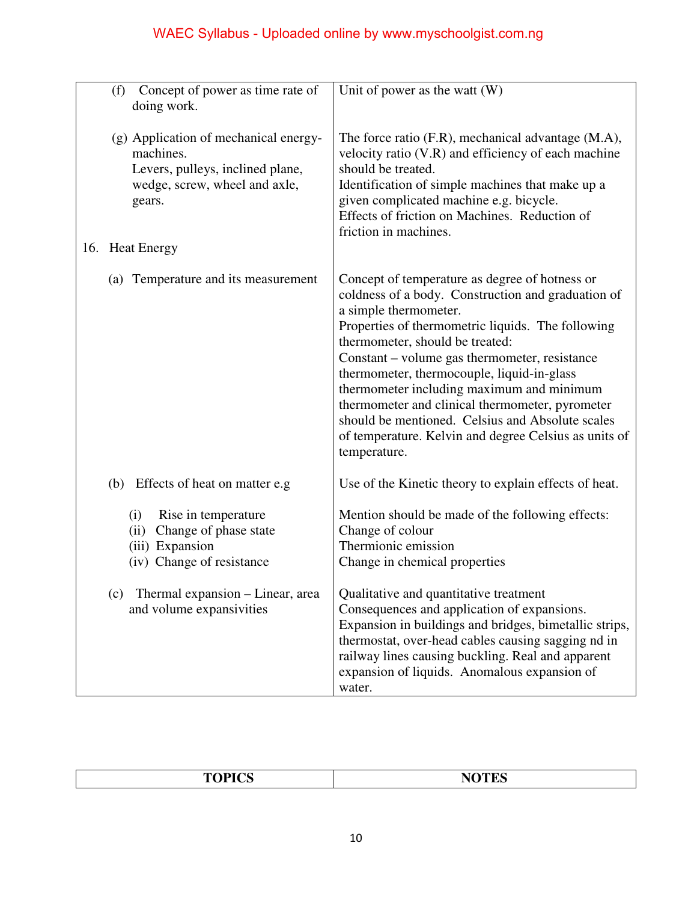| TOPICS | NOTES |
|---|---|
| (f) Concept of power as time rate of doing work. | Unit of power as the watt (W) |
| (g) Application of mechanical energy-machines. Levers, pulleys, inclined plane, wedge, screw, wheel and axle, gears. | The force ratio (F.R), mechanical advantage (M.A), velocity ratio (V.R) and efficiency of each machine should be treated. Identification of simple machines that make up a given complicated machine e.g. bicycle. Effects of friction on Machines. Reduction of friction in machines. |
| 16. Heat Energy | |
| (a) Temperature and its measurement | Concept of temperature as degree of hotness or coldness of a body. Construction and graduation of a simple thermometer. Properties of thermometric liquids. The following thermometer, should be treated: Constant – volume gas thermometer, resistance thermometer, thermocouple, liquid-in-glass thermometer including maximum and minimum thermometer and clinical thermometer, pyrometer should be mentioned. Celsius and Absolute scales of temperature. Kelvin and degree Celsius as units of temperature. |
| (b) Effects of heat on matter e.g | Use of the Kinetic theory to explain effects of heat. |
| (i) Rise in temperature<br>(ii) Change of phase state<br>(iii) Expansion<br>(iv) Change of resistance | Mention should be made of the following effects:<br>Change of colour<br>Thermionic emission<br>Change in chemical properties |
| (c) Thermal expansion – Linear, area and volume expansivities | Qualitative and quantitative treatment Consequences and application of expansions. Expansion in buildings and bridges, bimetallic strips, thermostat, over-head cables causing sagging nd in railway lines causing buckling. Real and apparent expansion of liquids. Anomalous expansion of water. |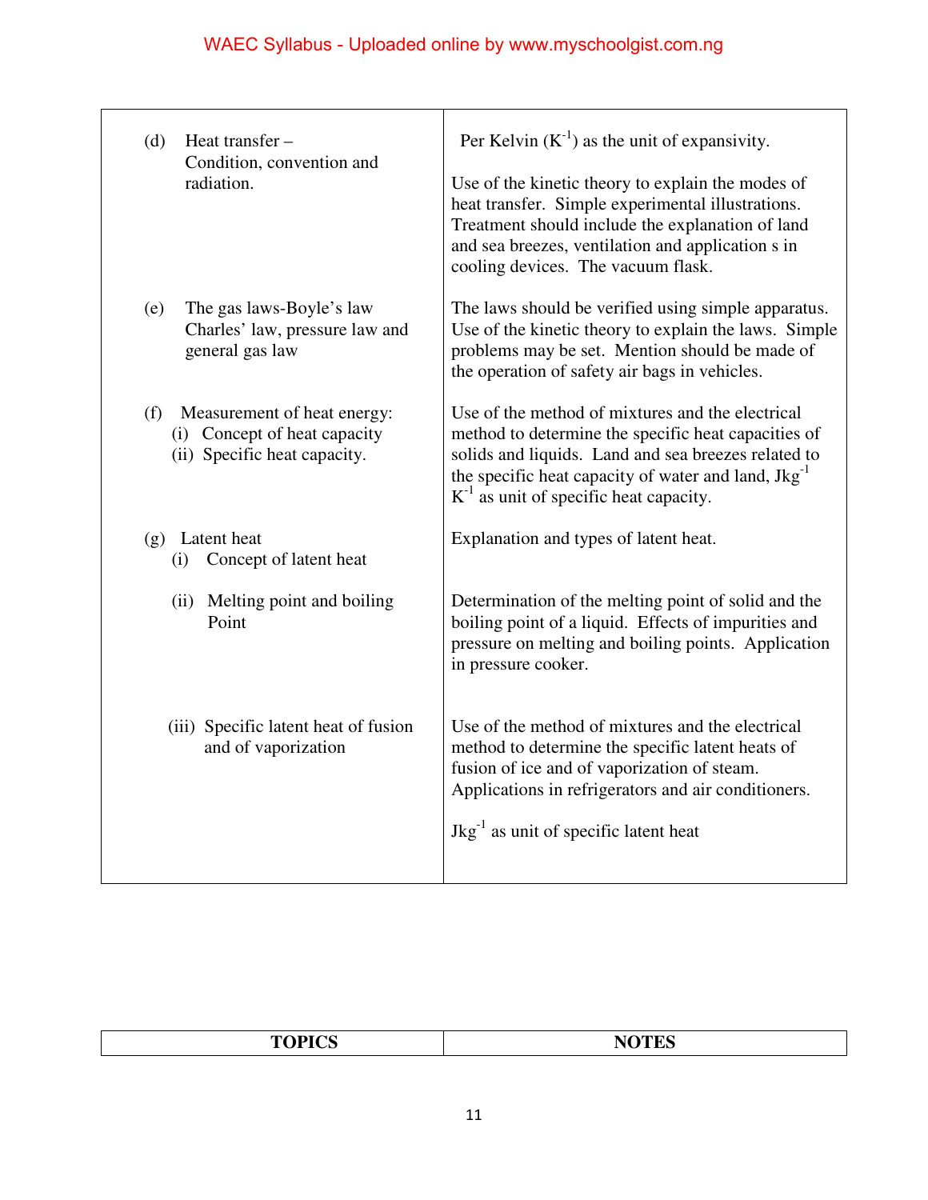| | |
|---|---|
| (d) Heat transfer – Condition, convention and radiation. | Per Kelvin ($K^{-1}$) as the unit of expansivity.<br><br>Use of the kinetic theory to explain the modes of heat transfer. Simple experimental illustrations. Treatment should include the explanation of land and sea breezes, ventilation and application s in cooling devices. The vacuum flask. |
| (e) The gas laws-Boyle's law Charles' law, pressure law and general gas law | The laws should be verified using simple apparatus. Use of the kinetic theory to explain the laws. Simple problems may be set. Mention should be made of the operation of safety air bags in vehicles. |
| (f) Measurement of heat energy:<br>(i) Concept of heat capacity<br>(ii) Specific heat capacity. | Use of the method of mixtures and the electrical method to determine the specific heat capacities of solids and liquids. Land and sea breezes related to the specific heat capacity of water and land, $Jkg^{-1} K^{-1}$ as unit of specific heat capacity. |
| (g) Latent heat<br>(i) Concept of latent heat | Explanation and types of latent heat. |
| (ii) Melting point and boiling Point | Determination of the melting point of solid and the boiling point of a liquid. Effects of impurities and pressure on melting and boiling points. Application in pressure cooker. |
| (iii) Specific latent heat of fusion and of vaporization | Use of the method of mixtures and the electrical method to determine the specific latent heats of fusion of ice and of vaporization of steam. Applications in refrigerators and air conditioners.<br><br>$Jkg^{-1}$ as unit of specific latent heat |

| TOPICS | NOTES |
|---|---|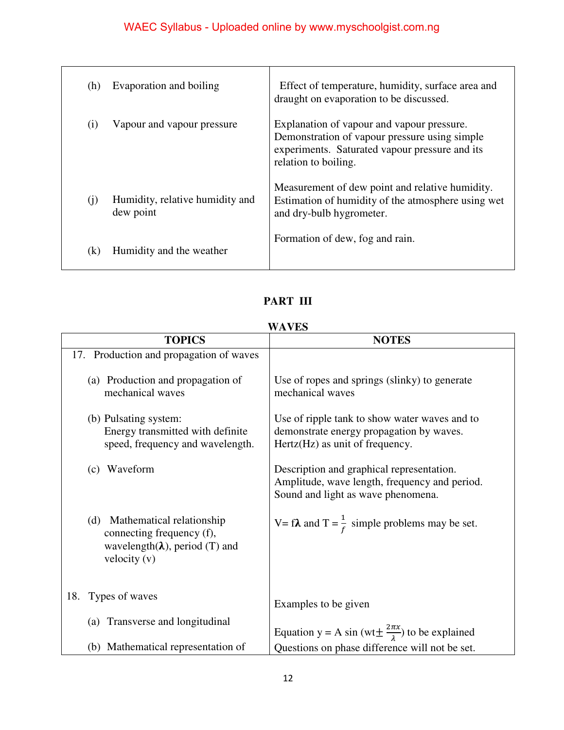| | |
|---|---|
| (h) Evaporation and boiling | Effect of temperature, humidity, surface area and draught on evaporation to be discussed. |
| (i) Vapour and vapour pressure | Explanation of vapour and vapour pressure. Demonstration of vapour pressure using simple experiments. Saturated vapour pressure and its relation to boiling. |
| (j) Humidity, relative humidity and dew point | Measurement of dew point and relative humidity. Estimation of humidity of the atmosphere using wet and dry-bulb hygrometer. |
| (k) Humidity and the weather | Formation of dew, fog and rain. |

## PART III

### WAVES

| TOPICS | NOTES |
|---|---|
| 17. Production and propagation of waves | |
| (a) Production and propagation of mechanical waves | Use of ropes and springs (slinky) to generate mechanical waves |
| (b) Pulsating system: Energy transmitted with definite speed, frequency and wavelength. | Use of ripple tank to show water waves and to demonstrate energy propagation by waves. Hertz(Hz) as unit of frequency. |
| (c) Waveform | Description and graphical representation. Amplitude, wave length, frequency and period. Sound and light as wave phenomena. |
| (d) Mathematical relationship connecting frequency (f), wavelength($\lambda$), period (T) and velocity (v) | $V = f\lambda$ and $T = \frac{1}{f}$ simple problems may be set. |
| 18. Types of waves | Examples to be given |
| (a) Transverse and longitudinal | |
| (b) Mathematical representation of | Equation $y = A \sin(wt \pm \frac{2\pi x}{\lambda})$ to be explained Questions on phase difference will not be set. |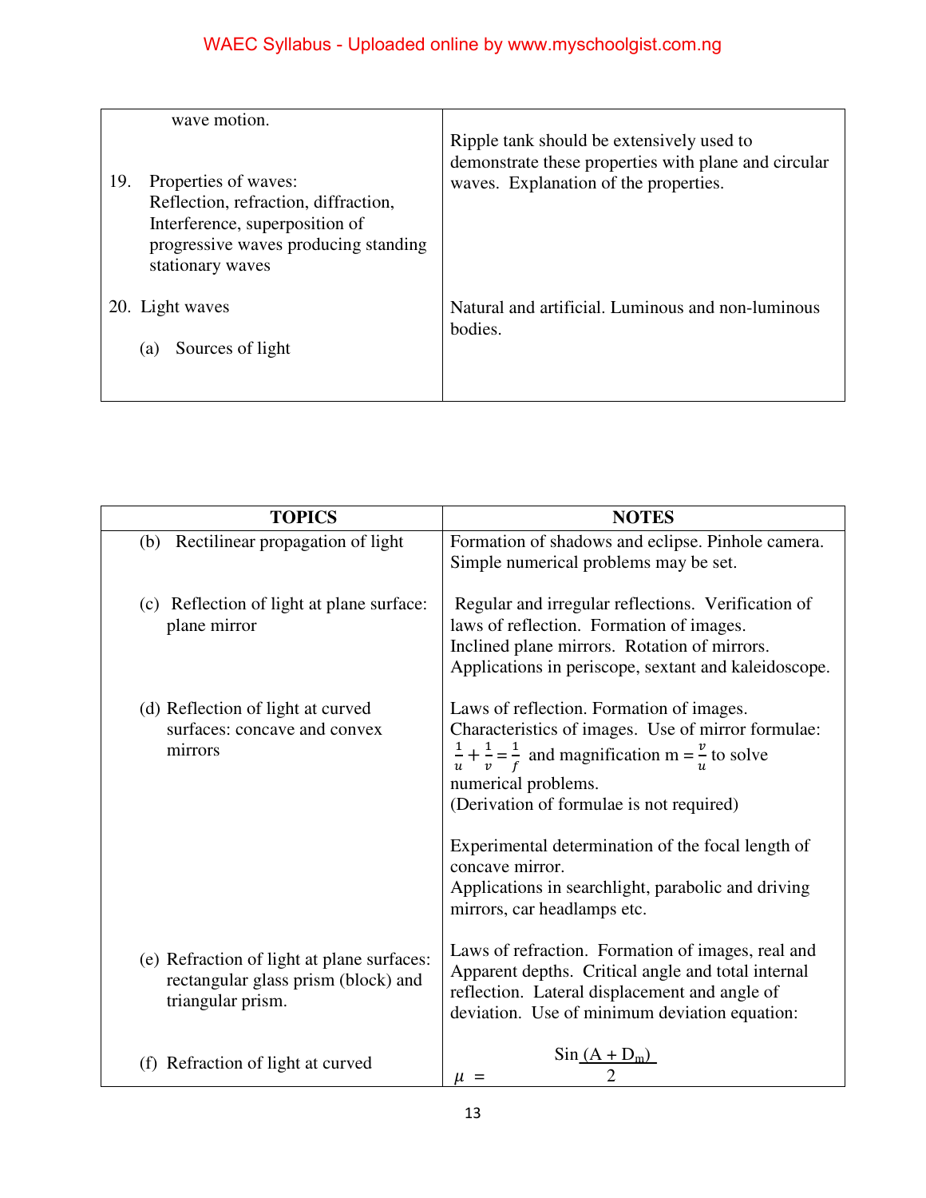| | |
|---|---|
| wave motion. | |
| 19. Properties of waves: Reflection, refraction, diffraction, Interference, superposition of progressive waves producing standing stationary waves | Ripple tank should be extensively used to demonstrate these properties with plane and circular waves. Explanation of the properties. |
| 20. Light waves (a) Sources of light | Natural and artificial. Luminous and non-luminous bodies. |

| TOPICS | NOTES |
|---|---|
| (b) Rectilinear propagation of light | Formation of shadows and eclipse. Pinhole camera. Simple numerical problems may be set. |
| (c) Reflection of light at plane surface: plane mirror | Regular and irregular reflections. Verification of laws of reflection. Formation of images. Inclined plane mirrors. Rotation of mirrors. Applications in periscope, sextant and kaleidoscope. |
| (d) Reflection of light at curved surfaces: concave and convex mirrors | Laws of reflection. Formation of images. Characteristics of images. Use of mirror formulae: $\frac{1}{u}+\frac{1}{v}=\frac{1}{f}$ and magnification $m=\frac{v}{u}$ to solve numerical problems. (Derivation of formulae is not required) <br><br> Experimental determination of the focal length of concave mirror. Applications in searchlight, parabolic and driving mirrors, car headlamps etc. |
| (e) Refraction of light at plane surfaces: rectangular glass prism (block) and triangular prism. | Laws of refraction. Formation of images, real and Apparent depths. Critical angle and total internal reflection. Lateral displacement and angle of deviation. Use of minimum deviation equation: |
| (f) Refraction of light at curved | $\mu = \dfrac{\text{Sin}\,(A + D_m)}{2}$ |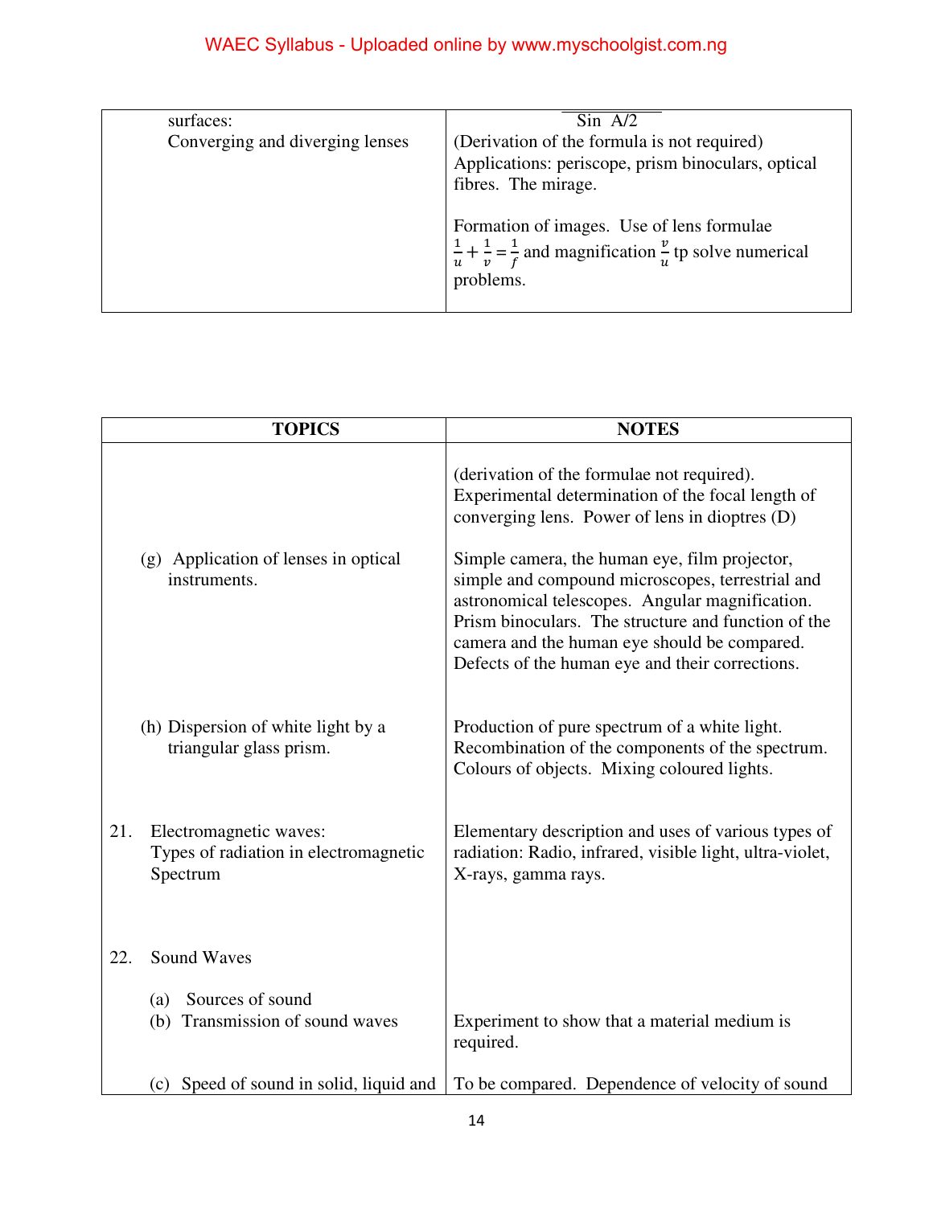| | |
|---|---|
| surfaces:<br>Converging and diverging lenses | Sin A/2<br>(Derivation of the formula is not required)<br>Applications: periscope, prism binoculars, optical fibres. The mirage.<br><br>Formation of images. Use of lens formulae $\frac{1}{u}+\frac{1}{v}=\frac{1}{f}$ and magnification $\frac{v}{u}$ tp solve numerical problems. |

| TOPICS | NOTES |
|---|---|
| | (derivation of the formulae not required).<br>Experimental determination of the focal length of converging lens. Power of lens in dioptres (D) |
| (g) Application of lenses in optical instruments. | Simple camera, the human eye, film projector, simple and compound microscopes, terrestrial and astronomical telescopes. Angular magnification. Prism binoculars. The structure and function of the camera and the human eye should be compared. Defects of the human eye and their corrections. |
| (h) Dispersion of white light by a triangular glass prism. | Production of pure spectrum of a white light. Recombination of the components of the spectrum. Colours of objects. Mixing coloured lights. |
| 21. Electromagnetic waves:<br>Types of radiation in electromagnetic Spectrum | Elementary description and uses of various types of radiation: Radio, infrared, visible light, ultra-violet, X-rays, gamma rays. |
| 22. Sound Waves | |
| (a) Sources of sound<br>(b) Transmission of sound waves | Experiment to show that a material medium is required. |
| (c) Speed of sound in solid, liquid and | To be compared. Dependence of velocity of sound |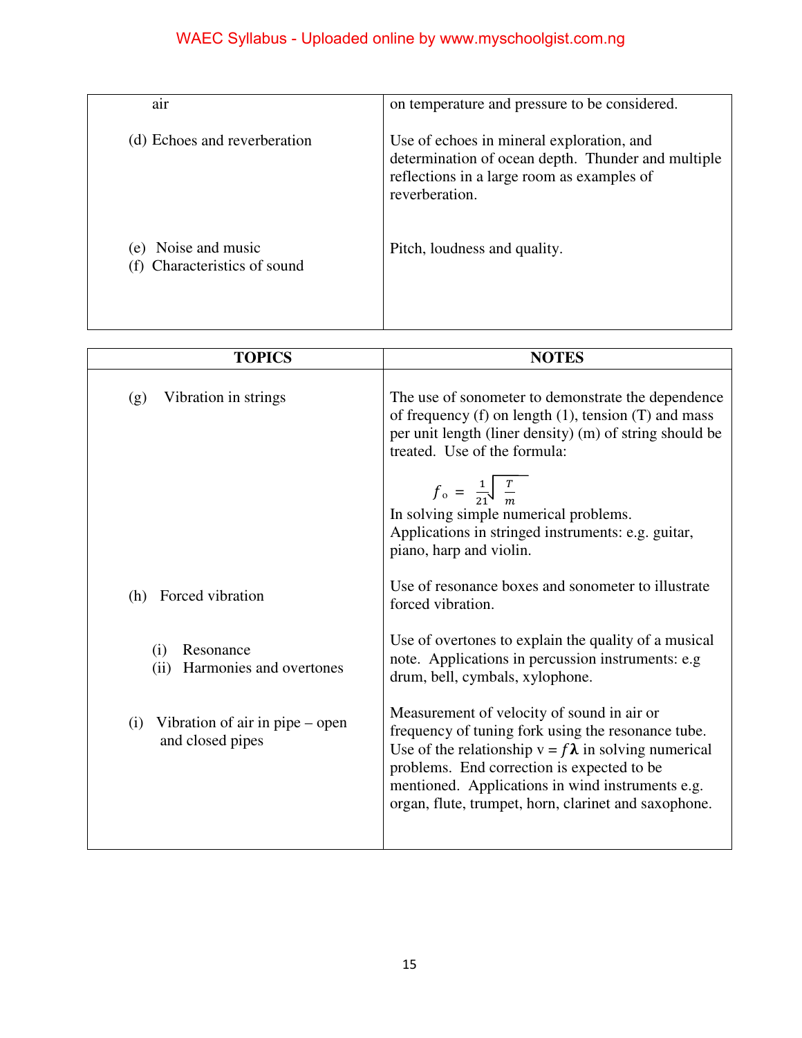| | |
|---|---|
| air | on temperature and pressure to be considered. |
| (d) Echoes and reverberation | Use of echoes in mineral exploration, and determination of ocean depth. Thunder and multiple reflections in a large room as examples of reverberation. |
| (e) Noise and music<br>(f) Characteristics of sound | Pitch, loudness and quality. |

| TOPICS | NOTES |
|---|---|
| (g) Vibration in strings | The use of sonometer to demonstrate the dependence of frequency (f) on length (1), tension (T) and mass per unit length (liner density) (m) of string should be treated. Use of the formula: $f_o = \frac{1}{21}\sqrt{\frac{T}{m}}$ In solving simple numerical problems. Applications in stringed instruments: e.g. guitar, piano, harp and violin. |
| (h) Forced vibration | Use of resonance boxes and sonometer to illustrate forced vibration. |
| (i) Resonance<br>(ii) Harmonies and overtones | Use of overtones to explain the quality of a musical note. Applications in percussion instruments: e.g drum, bell, cymbals, xylophone. |
| (i) Vibration of air in pipe – open and closed pipes | Measurement of velocity of sound in air or frequency of tuning fork using the resonance tube. Use of the relationship $v = f\lambda$ in solving numerical problems. End correction is expected to be mentioned. Applications in wind instruments e.g. organ, flute, trumpet, horn, clarinet and saxophone. |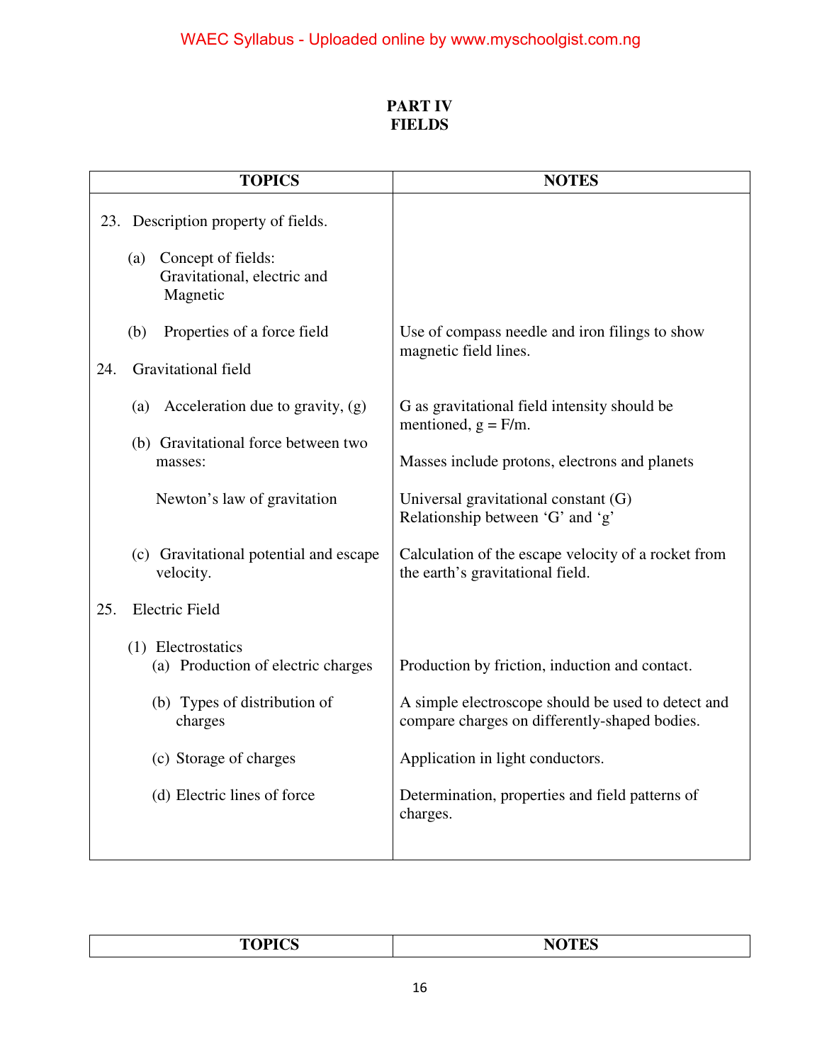## PART IV
## FIELDS

| TOPICS | NOTES |
|---|---|
| 23. Description property of fields. | |
| (a) Concept of fields: Gravitational, electric and Magnetic | |
| (b) Properties of a force field | Use of compass needle and iron filings to show magnetic field lines. |
| 24. Gravitational field | |
| (a) Acceleration due to gravity, (g) | G as gravitational field intensity should be mentioned, $g = F/m$. |
| (b) Gravitational force between two masses: | Masses include protons, electrons and planets |
| Newton's law of gravitation | Universal gravitational constant (G) Relationship between 'G' and 'g' |
| (c) Gravitational potential and escape velocity. | Calculation of the escape velocity of a rocket from the earth's gravitational field. |
| 25. Electric Field | |
| (1) Electrostatics | |
| (a) Production of electric charges | Production by friction, induction and contact. |
| (b) Types of distribution of charges | A simple electroscope should be used to detect and compare charges on differently-shaped bodies. |
| (c) Storage of charges | Application in light conductors. |
| (d) Electric lines of force | Determination, properties and field patterns of charges. |

| TOPICS | NOTES |
|---|---|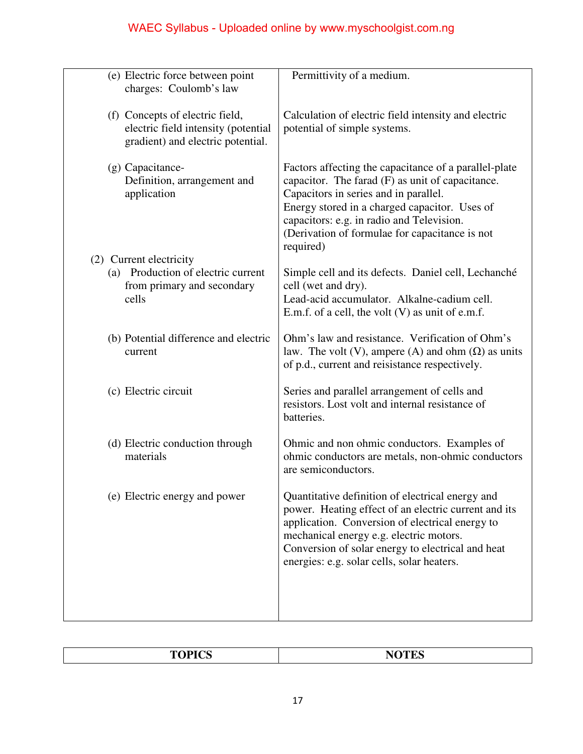| | |
|---|---|
| (e) Electric force between point charges: Coulomb's law | Permittivity of a medium. |
| (f) Concepts of electric field, electric field intensity (potential gradient) and electric potential. | Calculation of electric field intensity and electric potential of simple systems. |
| (g) Capacitance- Definition, arrangement and application | Factors affecting the capacitance of a parallel-plate capacitor. The farad (F) as unit of capacitance. Capacitors in series and in parallel. Energy stored in a charged capacitor. Uses of capacitors: e.g. in radio and Television. (Derivation of formulae for capacitance is not required) |
| (2) Current electricity | |
| (a) Production of electric current from primary and secondary cells | Simple cell and its defects. Daniel cell, Lechanché cell (wet and dry). Lead-acid accumulator. Alkalne-cadium cell. E.m.f. of a cell, the volt (V) as unit of e.m.f. |
| (b) Potential difference and electric current | Ohm's law and resistance. Verification of Ohm's law. The volt (V), ampere (A) and ohm (Ω) as units of p.d., current and reisistance respectively. |
| (c) Electric circuit | Series and parallel arrangement of cells and resistors. Lost volt and internal resistance of batteries. |
| (d) Electric conduction through materials | Ohmic and non ohmic conductors. Examples of ohmic conductors are metals, non-ohmic conductors are semiconductors. |
| (e) Electric energy and power | Quantitative definition of electrical energy and power. Heating effect of an electric current and its application. Conversion of electrical energy to mechanical energy e.g. electric motors. Conversion of solar energy to electrical and heat energies: e.g. solar cells, solar heaters. |

| TOPICS | NOTES |
|---|---|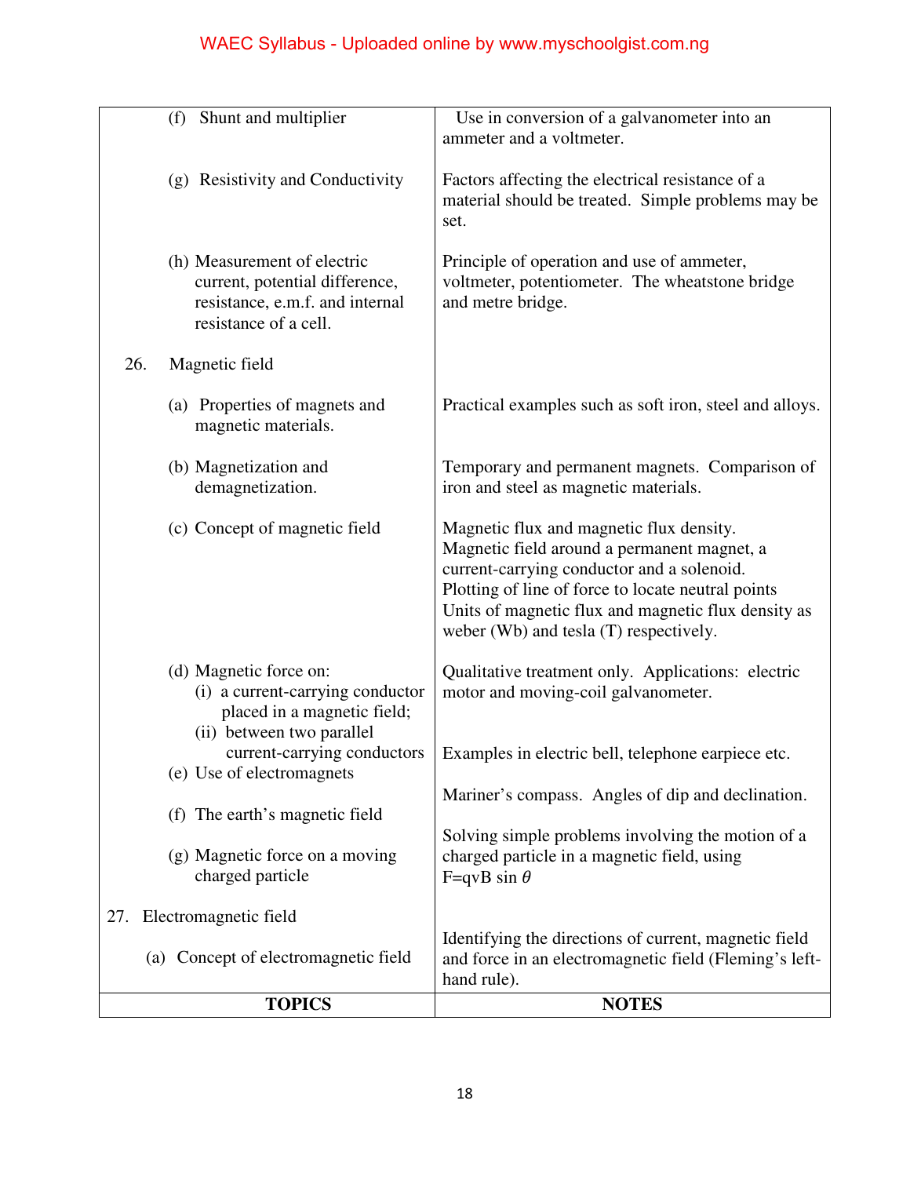| TOPICS | NOTES |
|---|---|
| (f) Shunt and multiplier | Use in conversion of a galvanometer into an ammeter and a voltmeter. |
| (g) Resistivity and Conductivity | Factors affecting the electrical resistance of a material should be treated. Simple problems may be set. |
| (h) Measurement of electric current, potential difference, resistance, e.m.f. and internal resistance of a cell. | Principle of operation and use of ammeter, voltmeter, potentiometer. The wheatstone bridge and metre bridge. |
| 26. Magnetic field | |
| (a) Properties of magnets and magnetic materials. | Practical examples such as soft iron, steel and alloys. |
| (b) Magnetization and demagnetization. | Temporary and permanent magnets. Comparison of iron and steel as magnetic materials. |
| (c) Concept of magnetic field | Magnetic flux and magnetic flux density. Magnetic field around a permanent magnet, a current-carrying conductor and a solenoid. Plotting of line of force to locate neutral points Units of magnetic flux and magnetic flux density as weber (Wb) and tesla (T) respectively. |
| (d) Magnetic force on: (i) a current-carrying conductor placed in a magnetic field; (ii) between two parallel current-carrying conductors | Qualitative treatment only. Applications: electric motor and moving-coil galvanometer. |
| (e) Use of electromagnets | Examples in electric bell, telephone earpiece etc. |
| (f) The earth's magnetic field | Mariner's compass. Angles of dip and declination. |
| (g) Magnetic force on a moving charged particle | Solving simple problems involving the motion of a charged particle in a magnetic field, using $F=qvB \sin \theta$ |
| 27. Electromagnetic field | |
| (a) Concept of electromagnetic field | Identifying the directions of current, magnetic field and force in an electromagnetic field (Fleming's left-hand rule). |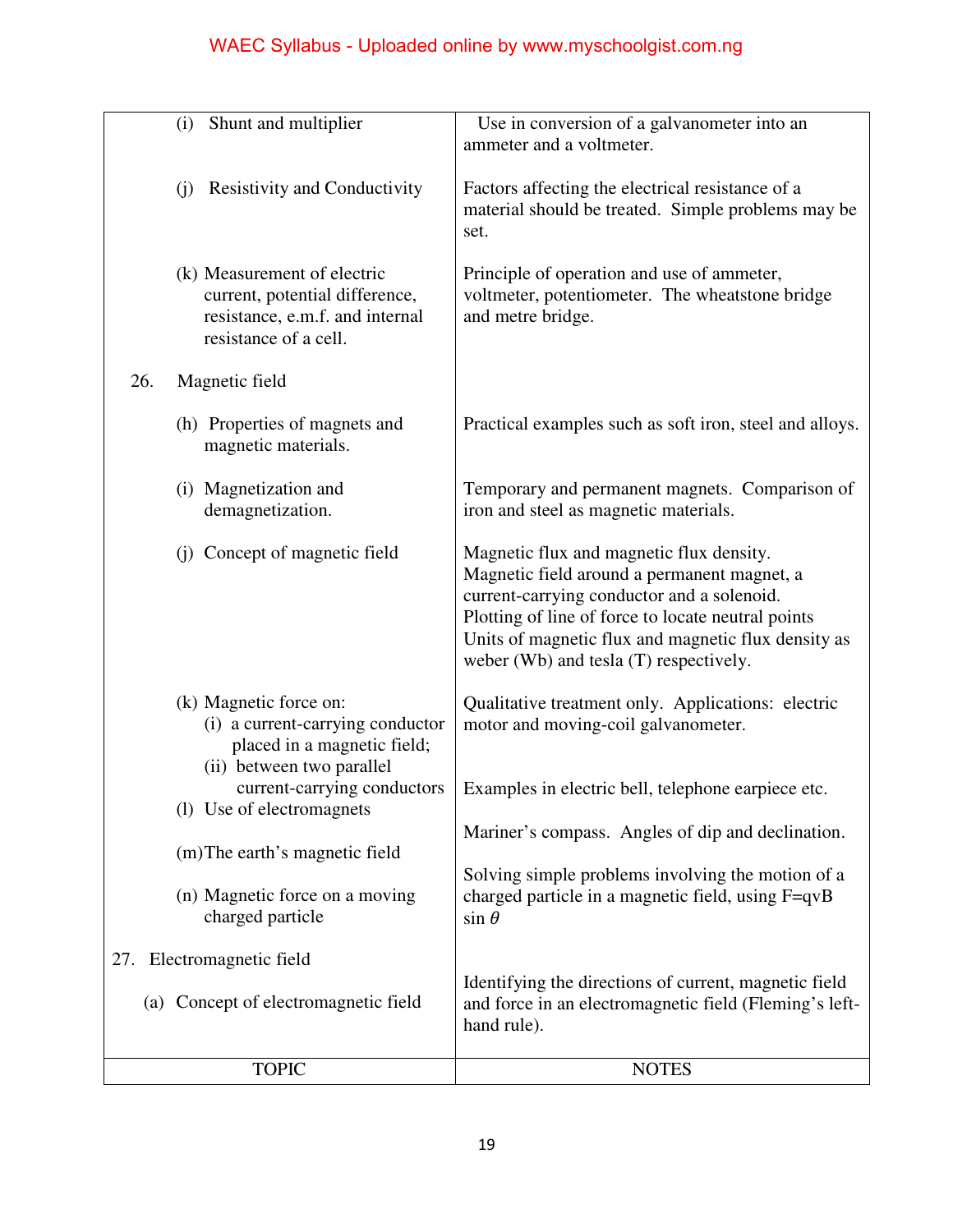| TOPIC | NOTES |
|---|---|
| (i) Shunt and multiplier | Use in conversion of a galvanometer into an ammeter and a voltmeter. |
| (j) Resistivity and Conductivity | Factors affecting the electrical resistance of a material should be treated. Simple problems may be set. |
| (k) Measurement of electric current, potential difference, resistance, e.m.f. and internal resistance of a cell. | Principle of operation and use of ammeter, voltmeter, potentiometer. The wheatstone bridge and metre bridge. |
| 26. Magnetic field | |
| (h) Properties of magnets and magnetic materials. | Practical examples such as soft iron, steel and alloys. |
| (i) Magnetization and demagnetization. | Temporary and permanent magnets. Comparison of iron and steel as magnetic materials. |
| (j) Concept of magnetic field | Magnetic flux and magnetic flux density. Magnetic field around a permanent magnet, a current-carrying conductor and a solenoid. Plotting of line of force to locate neutral points Units of magnetic flux and magnetic flux density as weber (Wb) and tesla (T) respectively. |
| (k) Magnetic force on: (i) a current-carrying conductor placed in a magnetic field; (ii) between two parallel current-carrying conductors | Qualitative treatment only. Applications: electric motor and moving-coil galvanometer. |
| (l) Use of electromagnets | Examples in electric bell, telephone earpiece etc. |
| (m) The earth's magnetic field | Mariner's compass. Angles of dip and declination. |
| (n) Magnetic force on a moving charged particle | Solving simple problems involving the motion of a charged particle in a magnetic field, using $F=qvB \sin \theta$ |
| 27. Electromagnetic field | |
| (a) Concept of electromagnetic field | Identifying the directions of current, magnetic field and force in an electromagnetic field (Fleming's left-hand rule). |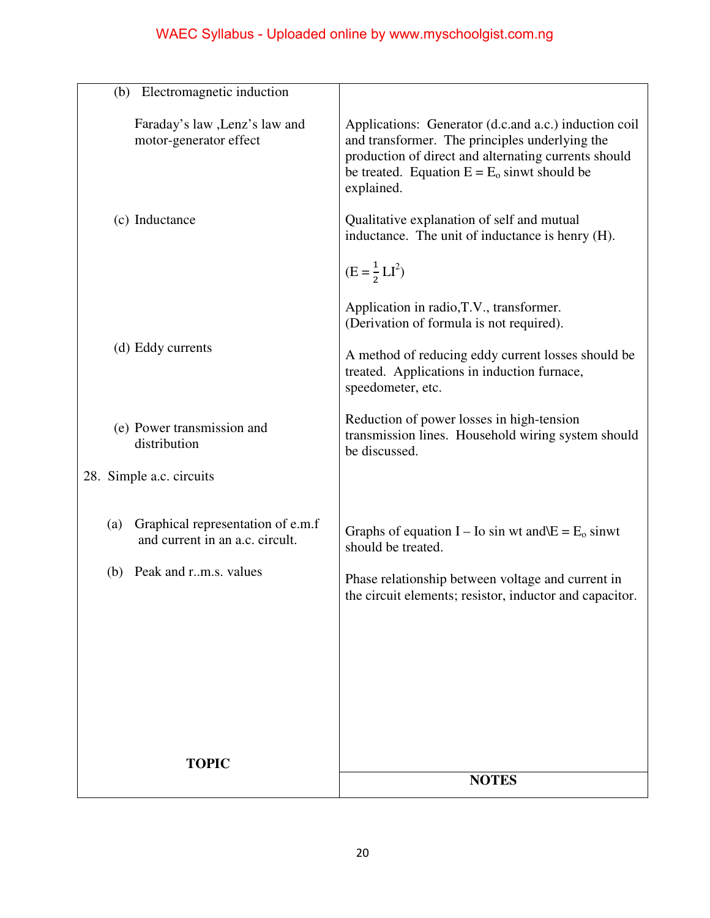| TOPIC | NOTES |
| --- | --- |
| (b) Electromagnetic induction | |
| Faraday's law ,Lenz's law and motor-generator effect | Applications: Generator (d.c.and a.c.) induction coil and transformer. The principles underlying the production of direct and alternating currents should be treated. Equation $E = E_o$ sinwt should be explained. |
| (c) Inductance | Qualitative explanation of self and mutual inductance. The unit of inductance is henry (H). ($E = \frac{1}{2}LI^2$) Application in radio,T.V., transformer. (Derivation of formula is not required). |
| (d) Eddy currents | A method of reducing eddy current losses should be treated. Applications in induction furnace, speedometer, etc. |
| (e) Power transmission and distribution | Reduction of power losses in high-tension transmission lines. Household wiring system should be discussed. |
| 28. Simple a.c. circuits | |
| (a) Graphical representation of e.m.f and current in an a.c. circult. | Graphs of equation I – Io sin wt and\E = $E_o$ sinwt should be treated. |
| (b) Peak and r..m.s. values | Phase relationship between voltage and current in the circuit elements; resistor, inductor and capacitor. |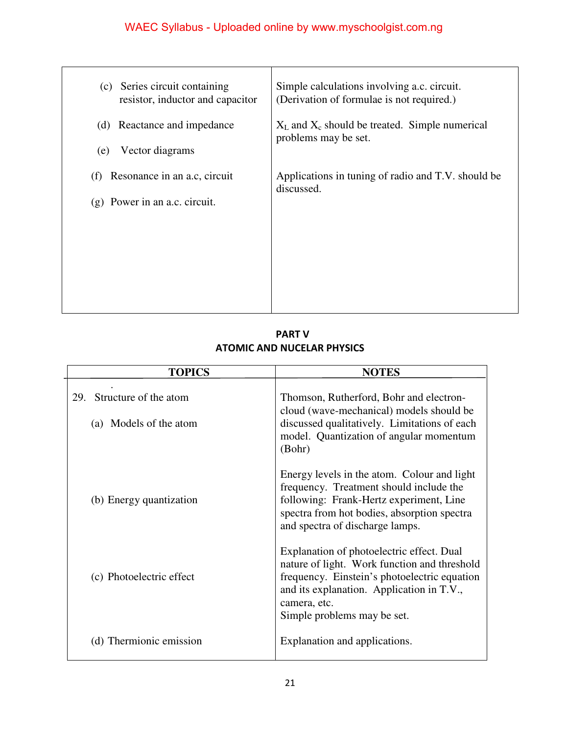| | |
|---|---|
| (c) Series circuit containing resistor, inductor and capacitor | Simple calculations involving a.c. circuit. (Derivation of formulae is not required.) |
| (d) Reactance and impedance | $X_L$ and $X_c$ should be treated. Simple numerical problems may be set. |
| (e) Vector diagrams | |
| (f) Resonance in an a.c, circuit | Applications in tuning of radio and T.V. should be discussed. |
| (g) Power in an a.c. circuit. | |

## PART V
## ATOMIC AND NUCELAR PHYSICS

| TOPICS | NOTES |
|---|---|
| 29. Structure of the atom<br><br>(a) Models of the atom | Thomson, Rutherford, Bohr and electron-cloud (wave-mechanical) models should be discussed qualitatively. Limitations of each model. Quantization of angular momentum (Bohr) |
| (b) Energy quantization | Energy levels in the atom. Colour and light frequency. Treatment should include the following: Frank-Hertz experiment, Line spectra from hot bodies, absorption spectra and spectra of discharge lamps. |
| (c) Photoelectric effect | Explanation of photoelectric effect. Dual nature of light. Work function and threshold frequency. Einstein's photoelectric equation and its explanation. Application in T.V., camera, etc.<br>Simple problems may be set. |
| (d) Thermionic emission | Explanation and applications. |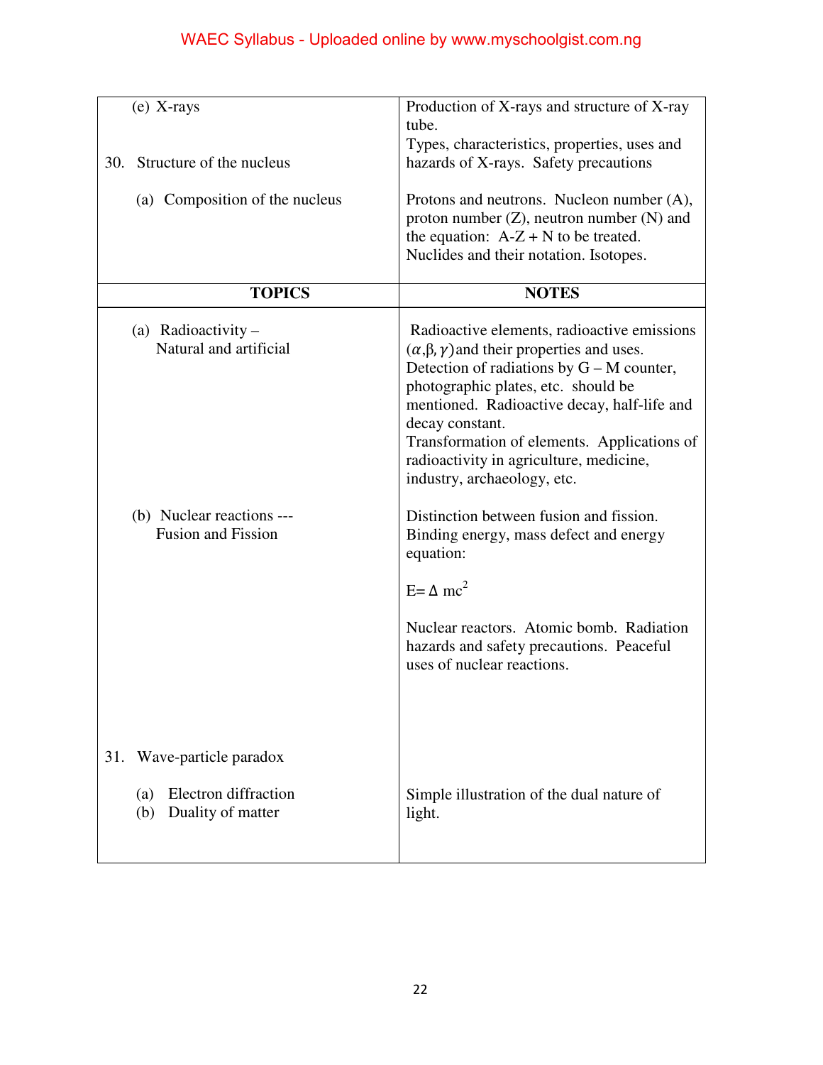| | |
|---|---|
| (e) X-rays | Production of X-rays and structure of X-ray tube. |
| 30. Structure of the nucleus | Types, characteristics, properties, uses and hazards of X-rays. Safety precautions |
| (a) Composition of the nucleus | Protons and neutrons. Nucleon number (A), proton number (Z), neutron number (N) and the equation: A-Z + N to be treated. Nuclides and their notation. Isotopes. |

| TOPICS | NOTES |
|---|---|
| (a) Radioactivity – Natural and artificial | Radioactive elements, radioactive emissions $(\alpha, \beta, \gamma)$ and their properties and uses. Detection of radiations by G – M counter, photographic plates, etc. should be mentioned. Radioactive decay, half-life and decay constant. Transformation of elements. Applications of radioactivity in agriculture, medicine, industry, archaeology, etc. |
| (b) Nuclear reactions --- Fusion and Fission | Distinction between fusion and fission. Binding energy, mass defect and energy equation: $E= \Delta mc^2$ Nuclear reactors. Atomic bomb. Radiation hazards and safety precautions. Peaceful uses of nuclear reactions. |
| 31. Wave-particle paradox | |
| (a) Electron diffraction (b) Duality of matter | Simple illustration of the dual nature of light. |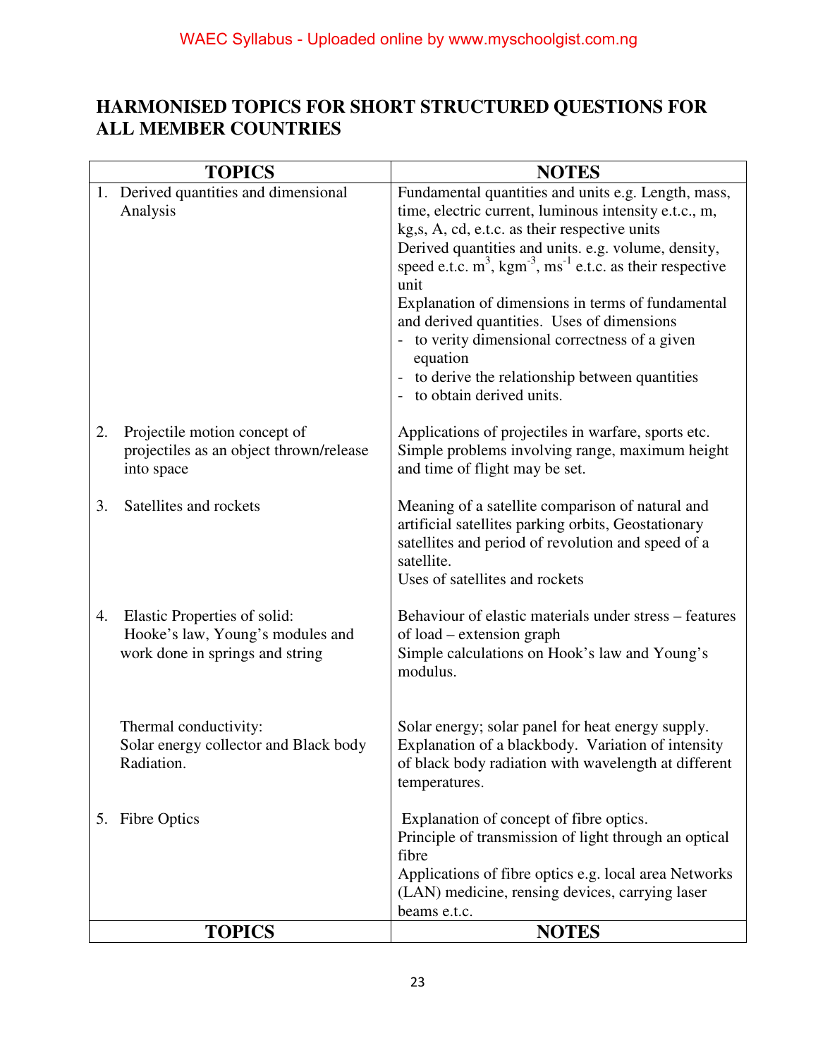## HARMONISED TOPICS FOR SHORT STRUCTURED QUESTIONS FOR ALL MEMBER COUNTRIES

| TOPICS | NOTES |
|---|---|
| 1. Derived quantities and dimensional Analysis | Fundamental quantities and units e.g. Length, mass, time, electric current, luminous intensity e.t.c., m, kg,s, A, cd, e.t.c. as their respective units<br>Derived quantities and units. e.g. volume, density, speed e.t.c. $m^3$, $kgm^{-3}$, $ms^{-1}$ e.t.c. as their respective unit<br>Explanation of dimensions in terms of fundamental and derived quantities. Uses of dimensions<br>- to verity dimensional correctness of a given equation<br>- to derive the relationship between quantities<br>- to obtain derived units. |
| 2. Projectile motion concept of projectiles as an object thrown/release into space | Applications of projectiles in warfare, sports etc. Simple problems involving range, maximum height and time of flight may be set. |
| 3. Satellites and rockets | Meaning of a satellite comparison of natural and artificial satellites parking orbits, Geostationary satellites and period of revolution and speed of a satellite.<br>Uses of satellites and rockets |
| 4. Elastic Properties of solid: Hooke's law, Young's modules and work done in springs and string | Behaviour of elastic materials under stress – features of load – extension graph<br>Simple calculations on Hook's law and Young's modulus. |
| Thermal conductivity: Solar energy collector and Black body Radiation. | Solar energy; solar panel for heat energy supply. Explanation of a blackbody. Variation of intensity of black body radiation with wavelength at different temperatures. |
| 5. Fibre Optics | Explanation of concept of fibre optics.<br>Principle of transmission of light through an optical fibre<br>Applications of fibre optics e.g. local area Networks (LAN) medicine, rensing devices, carrying laser beams e.t.c. |
| **TOPICS** | **NOTES** |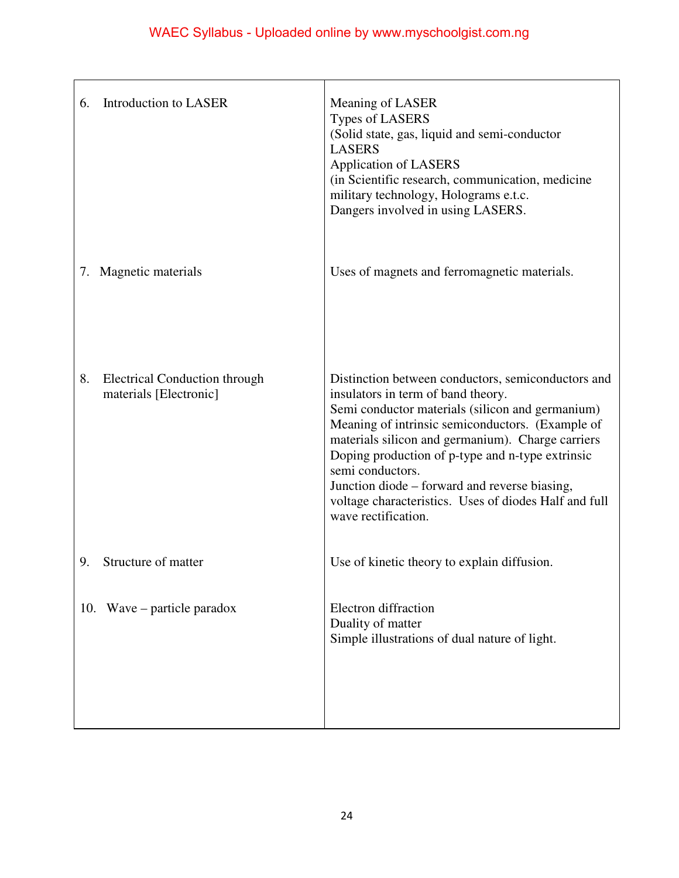| | |
|---|---|
| 6. Introduction to LASER | Meaning of LASER<br>Types of LASERS<br>(Solid state, gas, liquid and semi-conductor LASERS<br>Application of LASERS<br>(in Scientific research, communication, medicine military technology, Holograms e.t.c.<br>Dangers involved in using LASERS. |
| 7. Magnetic materials | Uses of magnets and ferromagnetic materials. |
| 8. Electrical Conduction through materials [Electronic] | Distinction between conductors, semiconductors and insulators in term of band theory.<br>Semi conductor materials (silicon and germanium)<br>Meaning of intrinsic semiconductors. (Example of materials silicon and germanium). Charge carriers<br>Doping production of p-type and n-type extrinsic semi conductors.<br>Junction diode – forward and reverse biasing, voltage characteristics. Uses of diodes Half and full wave rectification. |
| 9. Structure of matter | Use of kinetic theory to explain diffusion. |
| 10. Wave – particle paradox | Electron diffraction<br>Duality of matter<br>Simple illustrations of dual nature of light. |